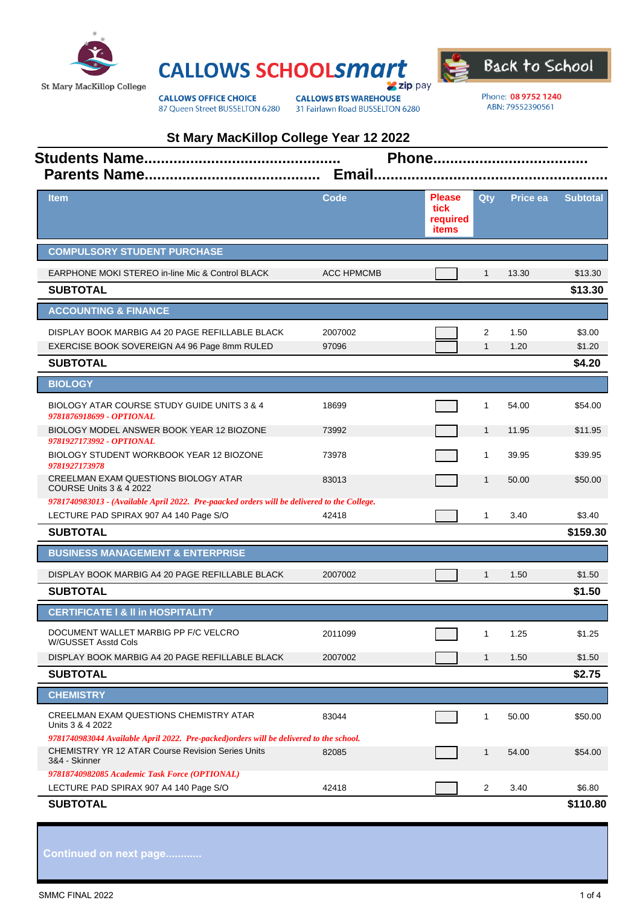St Mary MacKillop College

**CALLOWS SCHOOLsmart** zip pay

**CALLOWS OFFICE CHOICE**
87 Queen Street BUSSELTON 6280

**CALLOWS BTS WAREHOUSE**
31 Fairlawn Road BUSSELTON 6280

Back to School

Phone: 08 9752 1240
ABN: 79552390561

## St Mary MacKillop College Year 12 2022

**Students Name............................................ Phone...................................**
**Parents Name........................................ Email....................................................**

| Item | Code | Please tick required items | Qty | Price ea | Subtotal |
|---|---|---|---|---|---|
| **COMPULSORY STUDENT PURCHASE** | | | | | |
| EARPHONE MOKI STEREO in-line Mic & Control BLACK | ACC HPMCMB | | 1 | 13.30 | $13.30 |
| **SUBTOTAL** | | | | | **$13.30** |
| **ACCOUNTING & FINANCE** | | | | | |
| DISPLAY BOOK MARBIG A4 20 PAGE REFILLABLE BLACK | 2007002 | | 2 | 1.50 | $3.00 |
| EXERCISE BOOK SOVEREIGN A4 96 Page 8mm RULED | 97096 | | 1 | 1.20 | $1.20 |
| **SUBTOTAL** | | | | | **$4.20** |
| **BIOLOGY** | | | | | |
| BIOLOGY ATAR COURSE STUDY GUIDE UNITS 3 & 4 *9781876918699 - OPTIONAL* | 18699 | | 1 | 54.00 | $54.00 |
| BIOLOGY MODEL ANSWER BOOK YEAR 12 BIOZONE *9781927173992 - OPTIONAL* | 73992 | | 1 | 11.95 | $11.95 |
| BIOLOGY STUDENT WORKBOOK YEAR 12 BIOZONE *9781927173978* | 73978 | | 1 | 39.95 | $39.95 |
| CREELMAN EXAM QUESTIONS BIOLOGY ATAR COURSE Units 3 & 4 2022 *9781740983013 - (Available April 2022. Pre-paacked orders will be delivered to the College.* | 83013 | | 1 | 50.00 | $50.00 |
| LECTURE PAD SPIRAX 907 A4 140 Page S/O | 42418 | | 1 | 3.40 | $3.40 |
| **SUBTOTAL** | | | | | **$159.30** |
| **BUSINESS MANAGEMENT & ENTERPRISE** | | | | | |
| DISPLAY BOOK MARBIG A4 20 PAGE REFILLABLE BLACK | 2007002 | | 1 | 1.50 | $1.50 |
| **SUBTOTAL** | | | | | **$1.50** |
| **CERTIFICATE I & II in HOSPITALITY** | | | | | |
| DOCUMENT WALLET MARBIG PP F/C VELCRO W/GUSSET Asstd Cols | 2011099 | | 1 | 1.25 | $1.25 |
| DISPLAY BOOK MARBIG A4 20 PAGE REFILLABLE BLACK | 2007002 | | 1 | 1.50 | $1.50 |
| **SUBTOTAL** | | | | | **$2.75** |
| **CHEMISTRY** | | | | | |
| CREELMAN EXAM QUESTIONS CHEMISTRY ATAR Units 3 & 4 2022 *9781740983044 Available April 2022. Pre-packed)orders will be delivered to the school.* | 83044 | | 1 | 50.00 | $50.00 |
| CHEMISTRY YR 12 ATAR Course Revision Series Units 3&4 - Skinner *97818740982085 Academic Task Force (OPTIONAL)* | 82085 | | 1 | 54.00 | $54.00 |
| LECTURE PAD SPIRAX 907 A4 140 Page S/O | 42418 | | 2 | 3.40 | $6.80 |
| **SUBTOTAL** | | | | | **$110.80** |

Continued on next page............

SMMC FINAL 2022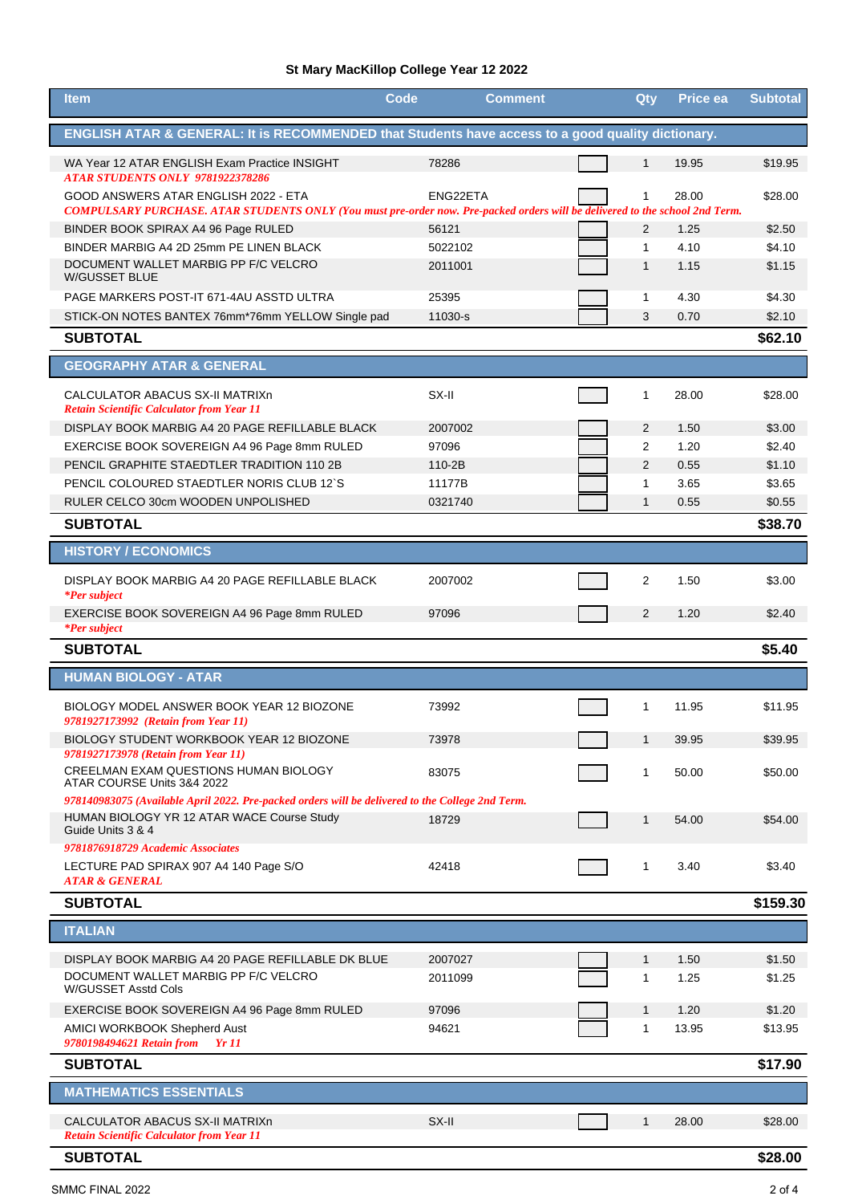## St Mary MacKillop College Year 12 2022

| Item | Code | Comment | Qty | Price ea | Subtotal |
|---|---|---|---|---|---|
| **ENGLISH ATAR & GENERAL: It is RECOMMENDED that Students have access to a good quality dictionary.** | | | | | |
| WA Year 12 ATAR ENGLISH Exam Practice INSIGHT<br>*ATAR STUDENTS ONLY 9781922378286* | 78286 | | 1 | 19.95 | $19.95 |
| GOOD ANSWERS ATAR ENGLISH 2022 - ETA<br>*COMPULSARY PURCHASE. ATAR STUDENTS ONLY (You must pre-order now. Pre-packed orders will be delivered to the school 2nd Term.* | ENG22ETA | | 1 | 28.00 | $28.00 |
| BINDER BOOK SPIRAX A4 96 Page RULED | 56121 | | 2 | 1.25 | $2.50 |
| BINDER MARBIG A4 2D 25mm PE LINEN BLACK | 5022102 | | 1 | 4.10 | $4.10 |
| DOCUMENT WALLET MARBIG PP F/C VELCRO W/GUSSET BLUE | 2011001 | | 1 | 1.15 | $1.15 |
| PAGE MARKERS POST-IT 671-4AU ASSTD ULTRA | 25395 | | 1 | 4.30 | $4.30 |
| STICK-ON NOTES BANTEX 76mm*76mm YELLOW Single pad | 11030-s | | 3 | 0.70 | $2.10 |
| **SUBTOTAL** | | | | | **$62.10** |
| **GEOGRAPHY ATAR & GENERAL** | | | | | |
| CALCULATOR ABACUS SX-II MATRIXn<br>*Retain Scientific Calculator from Year 11* | SX-II | | 1 | 28.00 | $28.00 |
| DISPLAY BOOK MARBIG A4 20 PAGE REFILLABLE BLACK | 2007002 | | 2 | 1.50 | $3.00 |
| EXERCISE BOOK SOVEREIGN A4 96 Page 8mm RULED | 97096 | | 2 | 1.20 | $2.40 |
| PENCIL GRAPHITE STAEDTLER TRADITION 110 2B | 110-2B | | 2 | 0.55 | $1.10 |
| PENCIL COLOURED STAEDTLER NORIS CLUB 12`S | 11177B | | 1 | 3.65 | $3.65 |
| RULER CELCO 30cm WOODEN UNPOLISHED | 0321740 | | 1 | 0.55 | $0.55 |
| **SUBTOTAL** | | | | | **$38.70** |
| **HISTORY / ECONOMICS** | | | | | |
| DISPLAY BOOK MARBIG A4 20 PAGE REFILLABLE BLACK<br>*\*Per subject* | 2007002 | | 2 | 1.50 | $3.00 |
| EXERCISE BOOK SOVEREIGN A4 96 Page 8mm RULED<br>*\*Per subject* | 97096 | | 2 | 1.20 | $2.40 |
| **SUBTOTAL** | | | | | **$5.40** |
| **HUMAN BIOLOGY - ATAR** | | | | | |
| BIOLOGY MODEL ANSWER BOOK YEAR 12 BIOZONE<br>*9781927173992 (Retain from Year 11)* | 73992 | | 1 | 11.95 | $11.95 |
| BIOLOGY STUDENT WORKBOOK YEAR 12 BIOZONE<br>*9781927173978 (Retain from Year 11)* | 73978 | | 1 | 39.95 | $39.95 |
| CREELMAN EXAM QUESTIONS HUMAN BIOLOGY ATAR COURSE Units 3&4 2022<br>*978140983075 (Available April 2022. Pre-packed orders will be delivered to the College 2nd Term.* | 83075 | | 1 | 50.00 | $50.00 |
| HUMAN BIOLOGY YR 12 ATAR WACE Course Study Guide Units 3 & 4<br>*9781876918729 Academic Associates* | 18729 | | 1 | 54.00 | $54.00 |
| LECTURE PAD SPIRAX 907 A4 140 Page S/O<br>*ATAR & GENERAL* | 42418 | | 1 | 3.40 | $3.40 |
| **SUBTOTAL** | | | | | **$159.30** |
| **ITALIAN** | | | | | |
| DISPLAY BOOK MARBIG A4 20 PAGE REFILLABLE DK BLUE | 2007027 | | 1 | 1.50 | $1.50 |
| DOCUMENT WALLET MARBIG PP F/C VELCRO W/GUSSET Asstd Cols | 2011099 | | 1 | 1.25 | $1.25 |
| EXERCISE BOOK SOVEREIGN A4 96 Page 8mm RULED | 97096 | | 1 | 1.20 | $1.20 |
| AMICI WORKBOOK Shepherd Aust<br>*9780198494621 Retain from Yr 11* | 94621 | | 1 | 13.95 | $13.95 |
| **SUBTOTAL** | | | | | **$17.90** |
| **MATHEMATICS ESSENTIALS** | | | | | |
| CALCULATOR ABACUS SX-II MATRIXn<br>*Retain Scientific Calculator from Year 11* | SX-II | | 1 | 28.00 | $28.00 |
| **SUBTOTAL** | | | | | **$28.00** |

SMMC FINAL 2022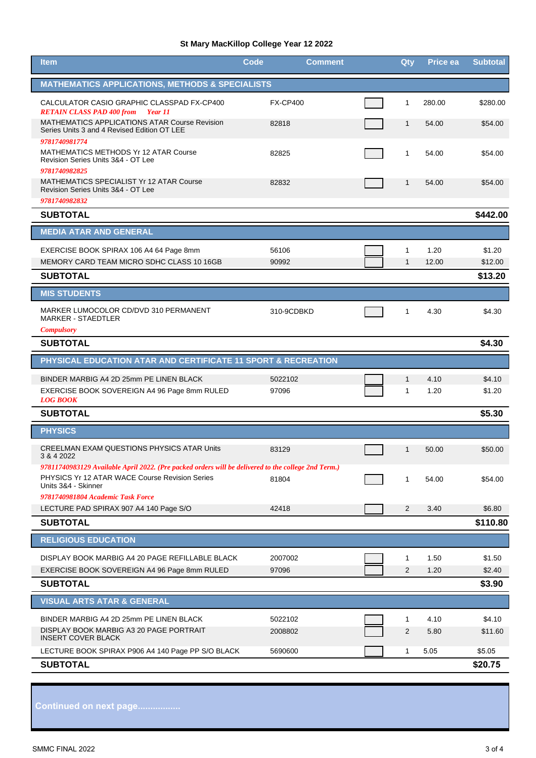### St Mary MacKillop College Year 12 2022

| Item | Code | Comment | Qty | Price ea | Subtotal |
|---|---|---|---|---|---|
| **MATHEMATICS APPLICATIONS, METHODS & SPECIALISTS** | | | | | |
| CALCULATOR CASIO GRAPHIC CLASSPAD FX-CP400 *RETAIN CLASS PAD 400 from Year 11* | FX-CP400 | | 1 | 280.00 | $280.00 |
| MATHEMATICS APPLICATIONS ATAR Course Revision Series Units 3 and 4 Revised Edition OT LEE *9781740981774* | 82818 | | 1 | 54.00 | $54.00 |
| MATHEMATICS METHODS Yr 12 ATAR Course Revision Series Units 3&4 - OT Lee *9781740982825* | 82825 | | 1 | 54.00 | $54.00 |
| MATHEMATICS SPECIALIST Yr 12 ATAR Course Revision Series Units 3&4 - OT Lee *9781740982832* | 82832 | | 1 | 54.00 | $54.00 |
| **SUBTOTAL** | | | | | **$442.00** |
| **MEDIA ATAR AND GENERAL** | | | | | |
| EXERCISE BOOK SPIRAX 106 A4 64 Page 8mm | 56106 | | 1 | 1.20 | $1.20 |
| MEMORY CARD TEAM MICRO SDHC CLASS 10 16GB | 90992 | | 1 | 12.00 | $12.00 |
| **SUBTOTAL** | | | | | **$13.20** |
| **MIS STUDENTS** | | | | | |
| MARKER LUMOCOLOR CD/DVD 310 PERMANENT MARKER - STAEDTLER *Compulsory* | 310-9CDBKD | | 1 | 4.30 | $4.30 |
| **SUBTOTAL** | | | | | **$4.30** |
| **PHYSICAL EDUCATION ATAR AND CERTIFICATE 11 SPORT & RECREATION** | | | | | |
| BINDER MARBIG A4 2D 25mm PE LINEN BLACK | 5022102 | | 1 | 4.10 | $4.10 |
| EXERCISE BOOK SOVEREIGN A4 96 Page 8mm RULED *LOG BOOK* | 97096 | | 1 | 1.20 | $1.20 |
| **SUBTOTAL** | | | | | **$5.30** |
| **PHYSICS** | | | | | |
| CREELMAN EXAM QUESTIONS PHYSICS ATAR Units 3 & 4 2022 *97811740983129 Available April 2022. (Pre packed orders will be delivered to the college 2nd Term.)* | 83129 | | 1 | 50.00 | $50.00 |
| PHYSICS Yr 12 ATAR WACE Course Revision Series Units 3&4 - Skinner *9781740981804 Academic Task Force* | 81804 | | 1 | 54.00 | $54.00 |
| LECTURE PAD SPIRAX 907 A4 140 Page S/O | 42418 | | 2 | 3.40 | $6.80 |
| **SUBTOTAL** | | | | | **$110.80** |
| **RELIGIOUS EDUCATION** | | | | | |
| DISPLAY BOOK MARBIG A4 20 PAGE REFILLABLE BLACK | 2007002 | | 1 | 1.50 | $1.50 |
| EXERCISE BOOK SOVEREIGN A4 96 Page 8mm RULED | 97096 | | 2 | 1.20 | $2.40 |
| **SUBTOTAL** | | | | | **$3.90** |
| **VISUAL ARTS ATAR & GENERAL** | | | | | |
| BINDER MARBIG A4 2D 25mm PE LINEN BLACK | 5022102 | | 1 | 4.10 | $4.10 |
| DISPLAY BOOK MARBIG A3 20 PAGE PORTRAIT INSERT COVER BLACK | 2008802 | | 2 | 5.80 | $11.60 |
| LECTURE BOOK SPIRAX P906 A4 140 Page PP S/O BLACK | 5690600 | | 1 | 5.05 | $5.05 |
| **SUBTOTAL** | | | | | **$20.75** |

**Continued on next page.................**

SMMC FINAL 2022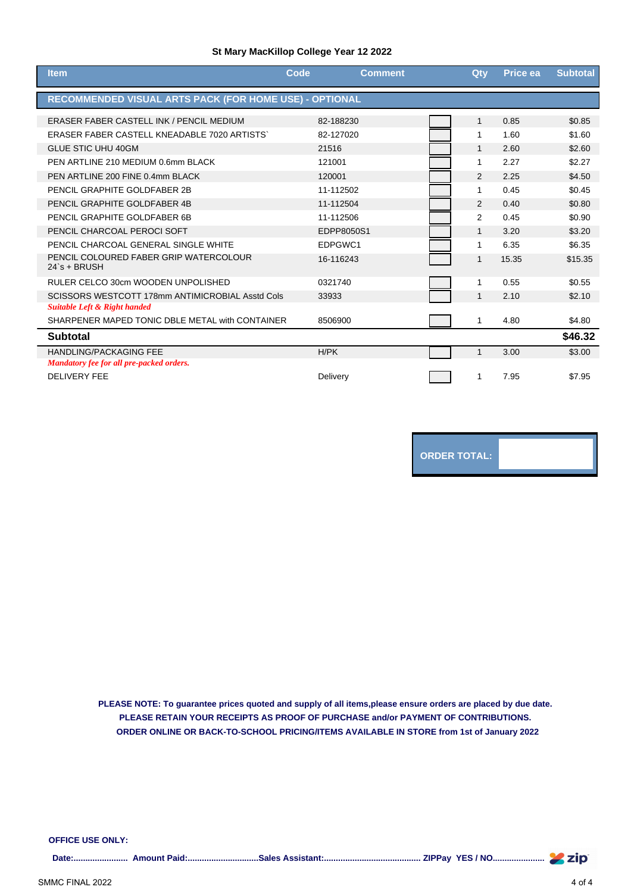# St Mary MacKillop College Year 12 2022

| Item | Code | Comment | Qty | Price ea | Subtotal |
|---|---|---|---|---|---|
| **RECOMMENDED VISUAL ARTS PACK (FOR HOME USE) - OPTIONAL** | | | | | |
| ERASER FABER CASTELL INK / PENCIL MEDIUM | 82-188230 | | 1 | 0.85 | $0.85 |
| ERASER FABER CASTELL KNEADABLE 7020 ARTISTS` | 82-127020 | | 1 | 1.60 | $1.60 |
| GLUE STIC UHU 40GM | 21516 | | 1 | 2.60 | $2.60 |
| PEN ARTLINE 210 MEDIUM 0.6mm BLACK | 121001 | | 1 | 2.27 | $2.27 |
| PEN ARTLINE 200 FINE 0.4mm BLACK | 120001 | | 2 | 2.25 | $4.50 |
| PENCIL GRAPHITE GOLDFABER 2B | 11-112502 | | 1 | 0.45 | $0.45 |
| PENCIL GRAPHITE GOLDFABER 4B | 11-112504 | | 2 | 0.40 | $0.80 |
| PENCIL GRAPHITE GOLDFABER 6B | 11-112506 | | 2 | 0.45 | $0.90 |
| PENCIL CHARCOAL PEROCI SOFT | EDPP8050S1 | | 1 | 3.20 | $3.20 |
| PENCIL CHARCOAL GENERAL SINGLE WHITE | EDPGWC1 | | 1 | 6.35 | $6.35 |
| PENCIL COLOURED FABER GRIP WATERCOLOUR 24`s + BRUSH | 16-116243 | | 1 | 15.35 | $15.35 |
| RULER CELCO 30cm WOODEN UNPOLISHED | 0321740 | | 1 | 0.55 | $0.55 |
| SCISSORS WESTCOTT 178mm ANTIMICROBIAL Asstd Cols *Suitable Left & Right handed* | 33933 | | 1 | 2.10 | $2.10 |
| SHARPENER MAPED TONIC DBLE METAL with CONTAINER | 8506900 | | 1 | 4.80 | $4.80 |
| **Subtotal** | | | | | **$46.32** |
| HANDLING/PACKAGING FEE *Mandatory fee for all pre-packed orders.* | H/PK | | 1 | 3.00 | $3.00 |
| DELIVERY FEE | Delivery | | 1 | 7.95 | $7.95 |

**ORDER TOTAL:**

**PLEASE NOTE: To guarantee prices quoted and supply of all items,please ensure orders are placed by due date.**
**PLEASE RETAIN YOUR RECEIPTS AS PROOF OF PURCHASE and/or PAYMENT OF CONTRIBUTIONS.**
**ORDER ONLINE OR BACK-TO-SCHOOL PRICING/ITEMS AVAILABLE IN STORE from 1st of January 2022**

**OFFICE USE ONLY:**

**Date:...................... Amount Paid:............................Sales Assistant:....................................... ZIPPay YES / NO.....................** zip

SMMC FINAL 2022